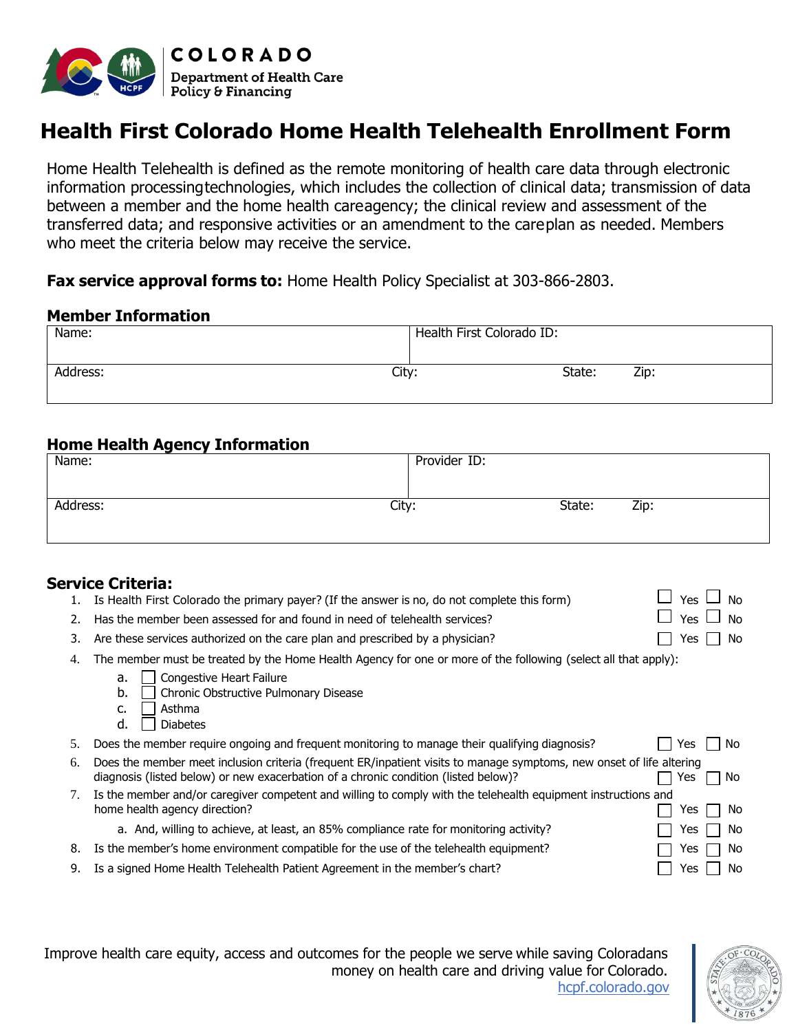COLORADO
Department of Health Care Policy & Financing

# Health First Colorado Home Health Telehealth Enrollment Form

Home Health Telehealth is defined as the remote monitoring of health care data through electronic information processingtechnologies, which includes the collection of clinical data; transmission of data between a member and the home health careagency; the clinical review and assessment of the transferred data; and responsive activities or an amendment to the careplan as needed. Members who meet the criteria below may receive the service.

**Fax service approval forms to:** Home Health Policy Specialist at 303-866-2803.

## Member Information

| Name: | Health First Colorado ID: |
|---|---|
| Address: City: State: Zip: | |

## Home Health Agency Information

| Name: | Provider ID: |
|---|---|
| Address: City: State: Zip: | |

## Service Criteria:

1. Is Health First Colorado the primary payer? (If the answer is no, do not complete this form) ☐ Yes ☐ No
2. Has the member been assessed for and found in need of telehealth services? ☐ Yes ☐ No
3. Are these services authorized on the care plan and prescribed by a physician? ☐ Yes ☐ No
4. The member must be treated by the Home Health Agency for one or more of the following (select all that apply):
   a. ☐ Congestive Heart Failure
   b. ☐ Chronic Obstructive Pulmonary Disease
   c. ☐ Asthma
   d. ☐ Diabetes
5. Does the member require ongoing and frequent monitoring to manage their qualifying diagnosis? ☐ Yes ☐ No
6. Does the member meet inclusion criteria (frequent ER/inpatient visits to manage symptoms, new onset of life altering diagnosis (listed below) or new exacerbation of a chronic condition (listed below)? ☐ Yes ☐ No
7. Is the member and/or caregiver competent and willing to comply with the telehealth equipment instructions and home health agency direction? ☐ Yes ☐ No
   a. And, willing to achieve, at least, an 85% compliance rate for monitoring activity? ☐ Yes ☐ No
8. Is the member's home environment compatible for the use of the telehealth equipment? ☐ Yes ☐ No
9. Is a signed Home Health Telehealth Patient Agreement in the member's chart? ☐ Yes ☐ No

Improve health care equity, access and outcomes for the people we serve while saving Coloradans money on health care and driving value for Colorado.
hcpf.colorado.gov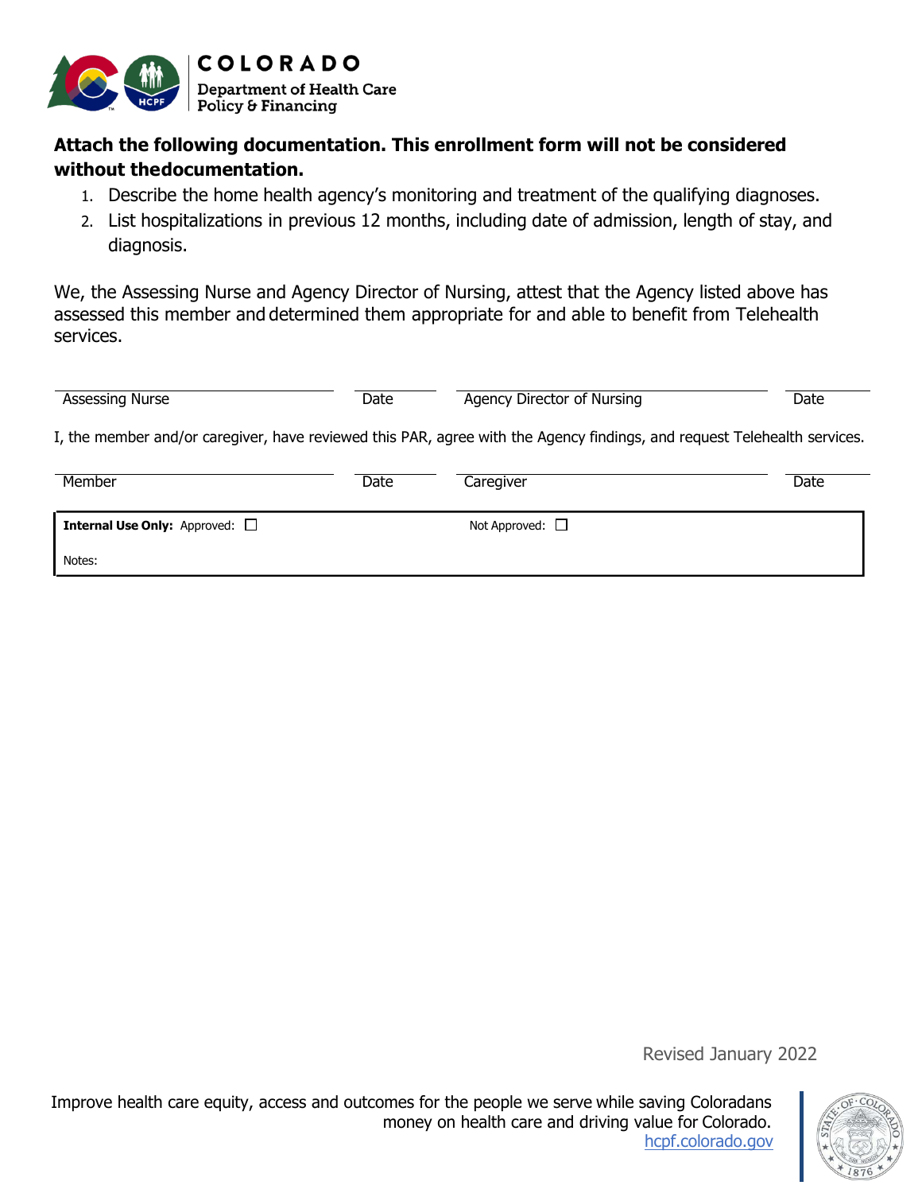**Attach the following documentation. This enrollment form will not be considered without thedocumentation.**

1. Describe the home health agency's monitoring and treatment of the qualifying diagnoses.
2. List hospitalizations in previous 12 months, including date of admission, length of stay, and diagnosis.

We, the Assessing Nurse and Agency Director of Nursing, attest that the Agency listed above has assessed this member and determined them appropriate for and able to benefit from Telehealth services.

| | | | |
|---|---|---|---|
| Assessing Nurse | Date | Agency Director of Nursing | Date |

I, the member and/or caregiver, have reviewed this PAR, agree with the Agency findings, and request Telehealth services.

| | | | |
|---|---|---|---|
| Member | Date | Caregiver | Date |

| | |
|---|---|
| **Internal Use Only:** Approved: ☐ | Not Approved: ☐ |
| Notes: | |

Revised January 2022

Improve health care equity, access and outcomes for the people we serve while saving Coloradans money on health care and driving value for Colorado.
hcpf.colorado.gov